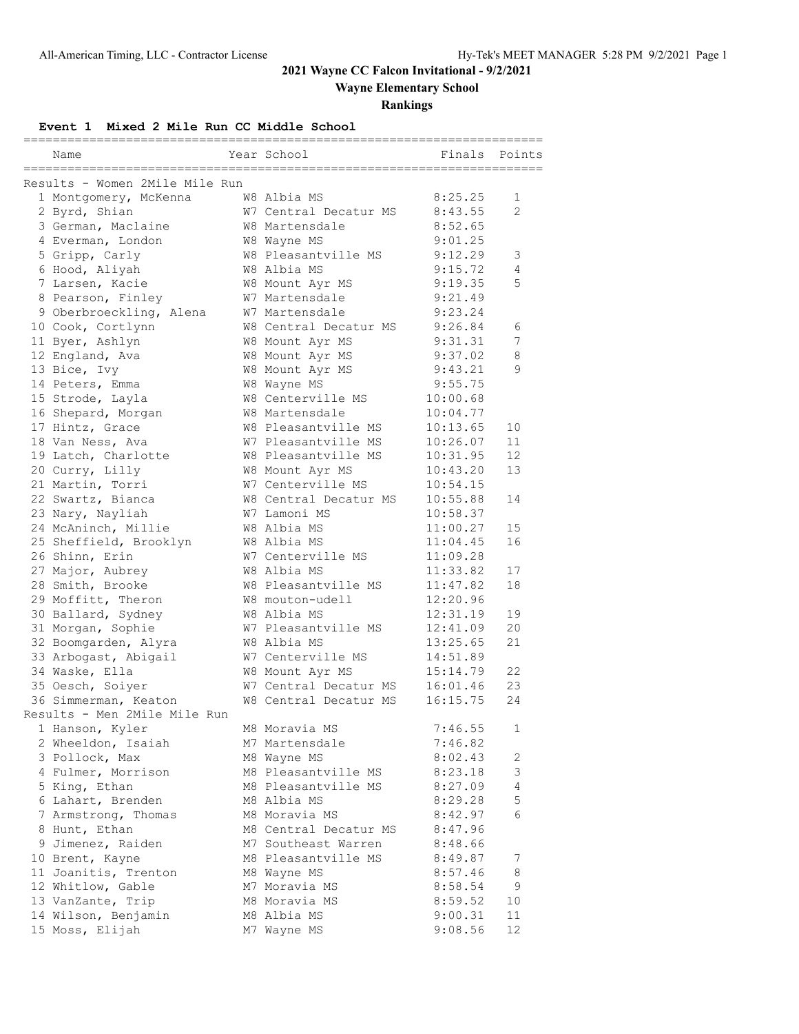# 2021 Wayne CC Falcon Invitational - 9/2/2021

## Wayne Elementary School

## Rankings

### Event 1 Mixed 2 Mile Run CC Middle School

**Results - Women 2Mile Mile Run**

| | Name | Year | School | Finals | Points |
|---|---|---|---|---|---|
| 1 | Montgomery, McKenna | W8 | Albia MS | 8:25.25 | 1 |
| 2 | Byrd, Shian | W7 | Central Decatur MS | 8:43.55 | 2 |
| 3 | German, Maclaine | W8 | Martensdale | 8:52.65 | |
| 4 | Everman, London | W8 | Wayne MS | 9:01.25 | |
| 5 | Gripp, Carly | W8 | Pleasantville MS | 9:12.29 | 3 |
| 6 | Hood, Aliyah | W8 | Albia MS | 9:15.72 | 4 |
| 7 | Larsen, Kacie | W8 | Mount Ayr MS | 9:19.35 | 5 |
| 8 | Pearson, Finley | W7 | Martensdale | 9:21.49 | |
| 9 | Oberbroeckling, Alena | W7 | Martensdale | 9:23.24 | |
| 10 | Cook, Cortlynn | W8 | Central Decatur MS | 9:26.84 | 6 |
| 11 | Byer, Ashlyn | W8 | Mount Ayr MS | 9:31.31 | 7 |
| 12 | England, Ava | W8 | Mount Ayr MS | 9:37.02 | 8 |
| 13 | Bice, Ivy | W8 | Mount Ayr MS | 9:43.21 | 9 |
| 14 | Peters, Emma | W8 | Wayne MS | 9:55.75 | |
| 15 | Strode, Layla | W8 | Centerville MS | 10:00.68 | |
| 16 | Shepard, Morgan | W8 | Martensdale | 10:04.77 | |
| 17 | Hintz, Grace | W8 | Pleasantville MS | 10:13.65 | 10 |
| 18 | Van Ness, Ava | W7 | Pleasantville MS | 10:26.07 | 11 |
| 19 | Latch, Charlotte | W8 | Pleasantville MS | 10:31.95 | 12 |
| 20 | Curry, Lilly | W8 | Mount Ayr MS | 10:43.20 | 13 |
| 21 | Martin, Torri | W7 | Centerville MS | 10:54.15 | |
| 22 | Swartz, Bianca | W8 | Central Decatur MS | 10:55.88 | 14 |
| 23 | Nary, Nayliah | W7 | Lamoni MS | 10:58.37 | |
| 24 | McAninch, Millie | W8 | Albia MS | 11:00.27 | 15 |
| 25 | Sheffield, Brooklyn | W8 | Albia MS | 11:04.45 | 16 |
| 26 | Shinn, Erin | W7 | Centerville MS | 11:09.28 | |
| 27 | Major, Aubrey | W8 | Albia MS | 11:33.82 | 17 |
| 28 | Smith, Brooke | W8 | Pleasantville MS | 11:47.82 | 18 |
| 29 | Moffitt, Theron | W8 | mouton-udell | 12:20.96 | |
| 30 | Ballard, Sydney | W8 | Albia MS | 12:31.19 | 19 |
| 31 | Morgan, Sophie | W7 | Pleasantville MS | 12:41.09 | 20 |
| 32 | Boomgarden, Alyra | W8 | Albia MS | 13:25.65 | 21 |
| 33 | Arbogast, Abigail | W7 | Centerville MS | 14:51.89 | |
| 34 | Waske, Ella | W8 | Mount Ayr MS | 15:14.79 | 22 |
| 35 | Oesch, Soiyer | W7 | Central Decatur MS | 16:01.46 | 23 |
| 36 | Simmerman, Keaton | W8 | Central Decatur MS | 16:15.75 | 24 |

**Results - Men 2Mile Mile Run**

| | Name | Year | School | Finals | Points |
|---|---|---|---|---|---|
| 1 | Hanson, Kyler | M8 | Moravia MS | 7:46.55 | 1 |
| 2 | Wheeldon, Isaiah | M7 | Martensdale | 7:46.82 | |
| 3 | Pollock, Max | M8 | Wayne MS | 8:02.43 | 2 |
| 4 | Fulmer, Morrison | M8 | Pleasantville MS | 8:23.18 | 3 |
| 5 | King, Ethan | M8 | Pleasantville MS | 8:27.09 | 4 |
| 6 | Lahart, Brenden | M8 | Albia MS | 8:29.28 | 5 |
| 7 | Armstrong, Thomas | M8 | Moravia MS | 8:42.97 | 6 |
| 8 | Hunt, Ethan | M8 | Central Decatur MS | 8:47.96 | |
| 9 | Jimenez, Raiden | M7 | Southeast Warren | 8:48.66 | |
| 10 | Brent, Kayne | M8 | Pleasantville MS | 8:49.87 | 7 |
| 11 | Joanitis, Trenton | M8 | Wayne MS | 8:57.46 | 8 |
| 12 | Whitlow, Gable | M7 | Moravia MS | 8:58.54 | 9 |
| 13 | VanZante, Trip | M8 | Moravia MS | 8:59.52 | 10 |
| 14 | Wilson, Benjamin | M8 | Albia MS | 9:00.31 | 11 |
| 15 | Moss, Elijah | M7 | Wayne MS | 9:08.56 | 12 |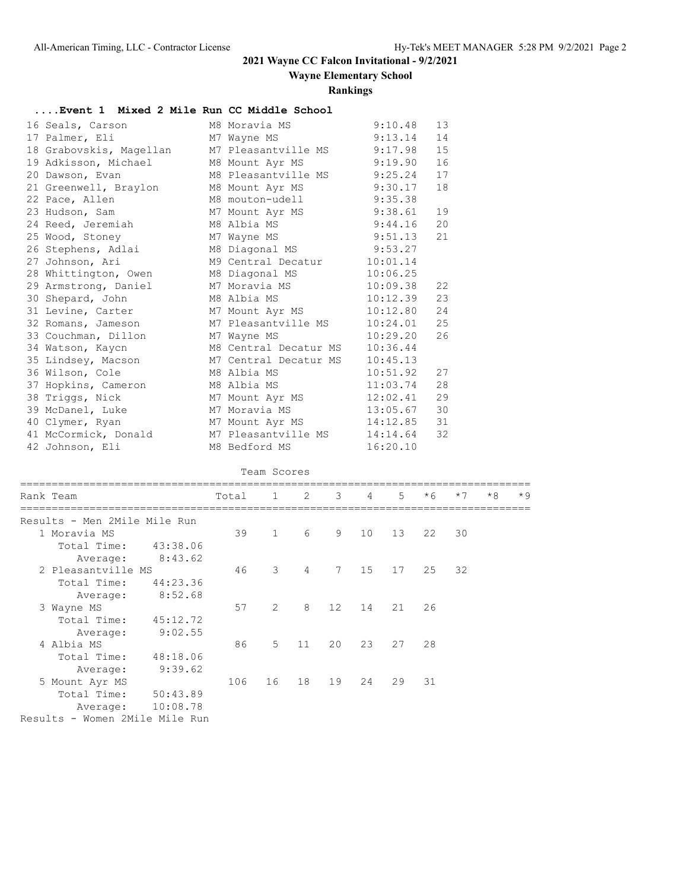**2021 Wayne CC Falcon Invitational - 9/2/2021**

**Wayne Elementary School**

**Rankings**

### ....Event 1 Mixed 2 Mile Run CC Middle School

| Place | Name | Yr | Team | Time | Points |
|---|---|---|---|---|---|
| 16 | Seals, Carson | M8 | Moravia MS | 9:10.48 | 13 |
| 17 | Palmer, Eli | M7 | Wayne MS | 9:13.14 | 14 |
| 18 | Grabovskis, Magellan | M7 | Pleasantville MS | 9:17.98 | 15 |
| 19 | Adkisson, Michael | M8 | Mount Ayr MS | 9:19.90 | 16 |
| 20 | Dawson, Evan | M8 | Pleasantville MS | 9:25.24 | 17 |
| 21 | Greenwell, Braylon | M8 | Mount Ayr MS | 9:30.17 | 18 |
| 22 | Pace, Allen | M8 | mouton-udell | 9:35.38 | |
| 23 | Hudson, Sam | M7 | Mount Ayr MS | 9:38.61 | 19 |
| 24 | Reed, Jeremiah | M8 | Albia MS | 9:44.16 | 20 |
| 25 | Wood, Stoney | M7 | Wayne MS | 9:51.13 | 21 |
| 26 | Stephens, Adlai | M8 | Diagonal MS | 9:53.27 | |
| 27 | Johnson, Ari | M9 | Central Decatur | 10:01.14 | |
| 28 | Whittington, Owen | M8 | Diagonal MS | 10:06.25 | |
| 29 | Armstrong, Daniel | M7 | Moravia MS | 10:09.38 | 22 |
| 30 | Shepard, John | M8 | Albia MS | 10:12.39 | 23 |
| 31 | Levine, Carter | M7 | Mount Ayr MS | 10:12.80 | 24 |
| 32 | Romans, Jameson | M7 | Pleasantville MS | 10:24.01 | 25 |
| 33 | Couchman, Dillon | M7 | Wayne MS | 10:29.20 | 26 |
| 34 | Watson, Kaycn | M8 | Central Decatur MS | 10:36.44 | |
| 35 | Lindsey, Macson | M7 | Central Decatur MS | 10:45.13 | |
| 36 | Wilson, Cole | M8 | Albia MS | 10:51.92 | 27 |
| 37 | Hopkins, Cameron | M8 | Albia MS | 11:03.74 | 28 |
| 38 | Triggs, Nick | M7 | Mount Ayr MS | 12:02.41 | 29 |
| 39 | McDanel, Luke | M7 | Moravia MS | 13:05.67 | 30 |
| 40 | Clymer, Ryan | M7 | Mount Ayr MS | 14:12.85 | 31 |
| 41 | McCormick, Donald | M7 | Pleasantville MS | 14:14.64 | 32 |
| 42 | Johnson, Eli | M8 | Bedford MS | 16:20.10 | |

Team Scores

| Rank | Team | Total | 1 | 2 | 3 | 4 | 5 | *6 | *7 | *8 | *9 |
|---|---|---|---|---|---|---|---|---|---|---|---|
| **Results - Men 2Mile Mile Run** | | | | | | | | | | | |
| 1 | Moravia MS | 39 | 1 | 6 | 9 | 10 | 13 | 22 | 30 | | |
| | Total Time: 43:38.06 | | | | | | | | | | |
| | Average: 8:43.62 | | | | | | | | | | |
| 2 | Pleasantville MS | 46 | 3 | 4 | 7 | 15 | 17 | 25 | 32 | | |
| | Total Time: 44:23.36 | | | | | | | | | | |
| | Average: 8:52.68 | | | | | | | | | | |
| 3 | Wayne MS | 57 | 2 | 8 | 12 | 14 | 21 | 26 | | | |
| | Total Time: 45:12.72 | | | | | | | | | | |
| | Average: 9:02.55 | | | | | | | | | | |
| 4 | Albia MS | 86 | 5 | 11 | 20 | 23 | 27 | 28 | | | |
| | Total Time: 48:18.06 | | | | | | | | | | |
| | Average: 9:39.62 | | | | | | | | | | |
| 5 | Mount Ayr MS | 106 | 16 | 18 | 19 | 24 | 29 | 31 | | | |
| | Total Time: 50:43.89 | | | | | | | | | | |
| | Average: 10:08.78 | | | | | | | | | | |
| **Results - Women 2Mile Mile Run** | | | | | | | | | | | |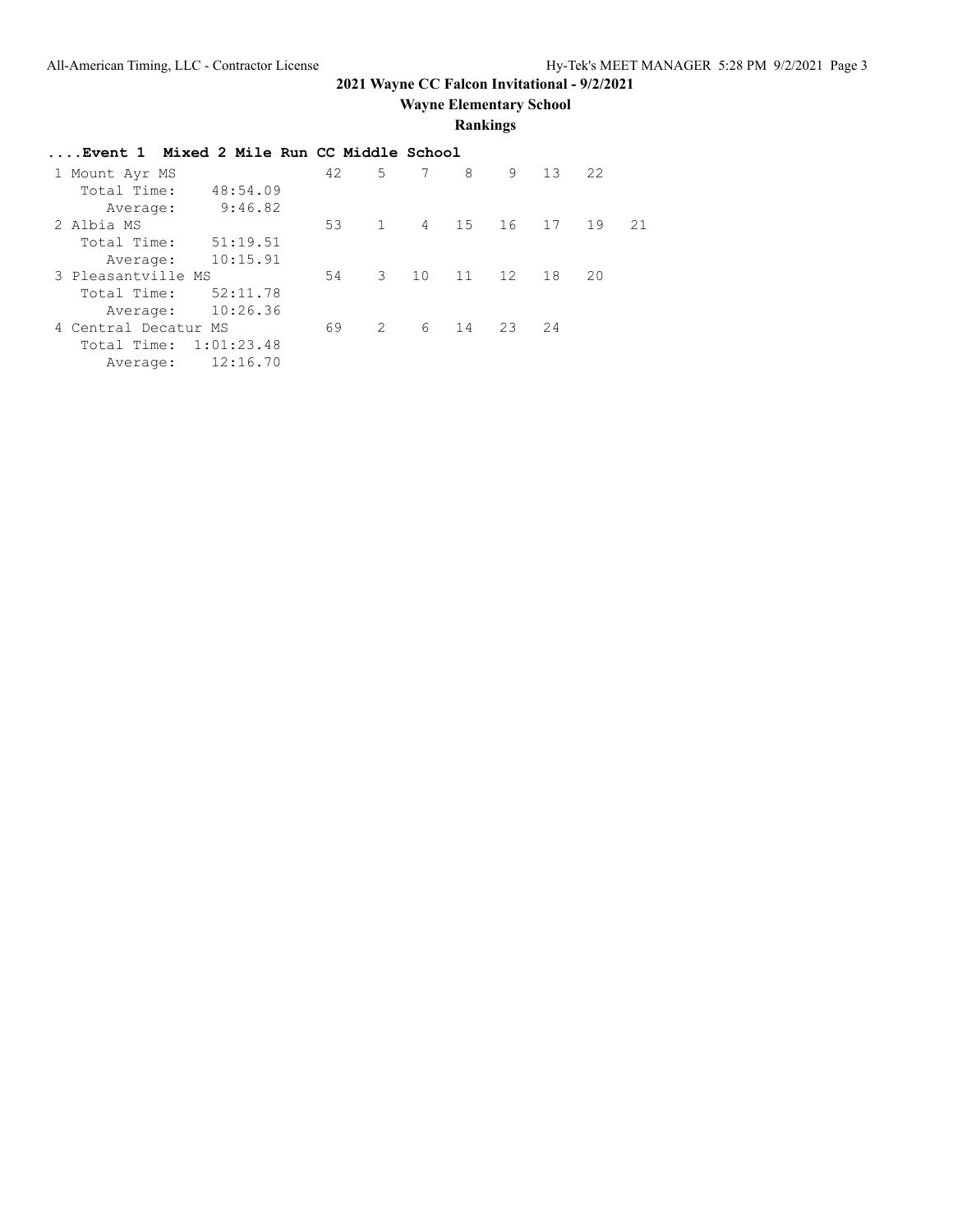# 2021 Wayne CC Falcon Invitational - 9/2/2021

## Wayne Elementary School

## Rankings

### ....Event 1 Mixed 2 Mile Run CC Middle School

| | | | | | | | | | |
|---|---|---|---|---|---|---|---|---|---|
| 1 Mount Ayr MS | | 42 | 5 | 7 | 8 | 9 | 13 | 22 | |
| Total Time: | 48:54.09 | | | | | | | | |
| Average: | 9:46.82 | | | | | | | | |
| 2 Albia MS | | 53 | 1 | 4 | 15 | 16 | 17 | 19 | 21 |
| Total Time: | 51:19.51 | | | | | | | | |
| Average: | 10:15.91 | | | | | | | | |
| 3 Pleasantville MS | | 54 | 3 | 10 | 11 | 12 | 18 | 20 | |
| Total Time: | 52:11.78 | | | | | | | | |
| Average: | 10:26.36 | | | | | | | | |
| 4 Central Decatur MS | | 69 | 2 | 6 | 14 | 23 | 24 | | |
| Total Time: | 1:01:23.48 | | | | | | | | |
| Average: | 12:16.70 | | | | | | | | |